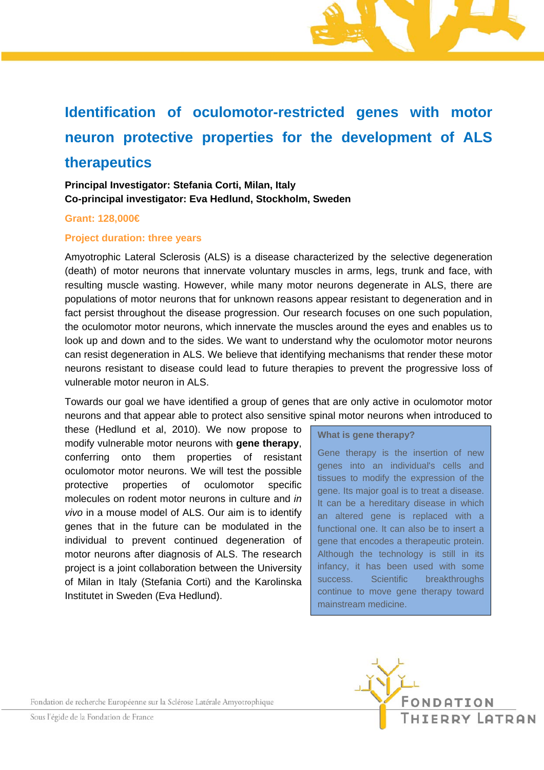# Identification of oculomotor-restricted genes with motor neuron protective properties for the development of ALS therapeutics

**Principal Investigator: Stefania Corti, Milan, Italy**
**Co-principal investigator: Eva Hedlund, Stockholm, Sweden**

**Grant: 128,000€**

**Project duration: three years**

Amyotrophic Lateral Sclerosis (ALS) is a disease characterized by the selective degeneration (death) of motor neurons that innervate voluntary muscles in arms, legs, trunk and face, with resulting muscle wasting. However, while many motor neurons degenerate in ALS, there are populations of motor neurons that for unknown reasons appear resistant to degeneration and in fact persist throughout the disease progression. Our research focuses on one such population, the oculomotor motor neurons, which innervate the muscles around the eyes and enables us to look up and down and to the sides. We want to understand why the oculomotor motor neurons can resist degeneration in ALS. We believe that identifying mechanisms that render these motor neurons resistant to disease could lead to future therapies to prevent the progressive loss of vulnerable motor neuron in ALS.

Towards our goal we have identified a group of genes that are only active in oculomotor motor neurons and that appear able to protect also sensitive spinal motor neurons when introduced to these (Hedlund et al, 2010). We now propose to modify vulnerable motor neurons with **gene therapy**, conferring onto them properties of resistant oculomotor motor neurons. We will test the possible protective properties of oculomotor specific molecules on rodent motor neurons in culture and *in vivo* in a mouse model of ALS. Our aim is to identify genes that in the future can be modulated in the individual to prevent continued degeneration of motor neurons after diagnosis of ALS. The research project is a joint collaboration between the University of Milan in Italy (Stefania Corti) and the Karolinska Institutet in Sweden (Eva Hedlund).

**What is gene therapy?**

Gene therapy is the insertion of new genes into an individual's cells and tissues to modify the expression of the gene. Its major goal is to treat a disease. It can be a hereditary disease in which an altered gene is replaced with a functional one. It can also be to insert a gene that encodes a therapeutic protein. Although the technology is still in its infancy, it has been used with some success. Scientific breakthroughs continue to move gene therapy toward mainstream medicine.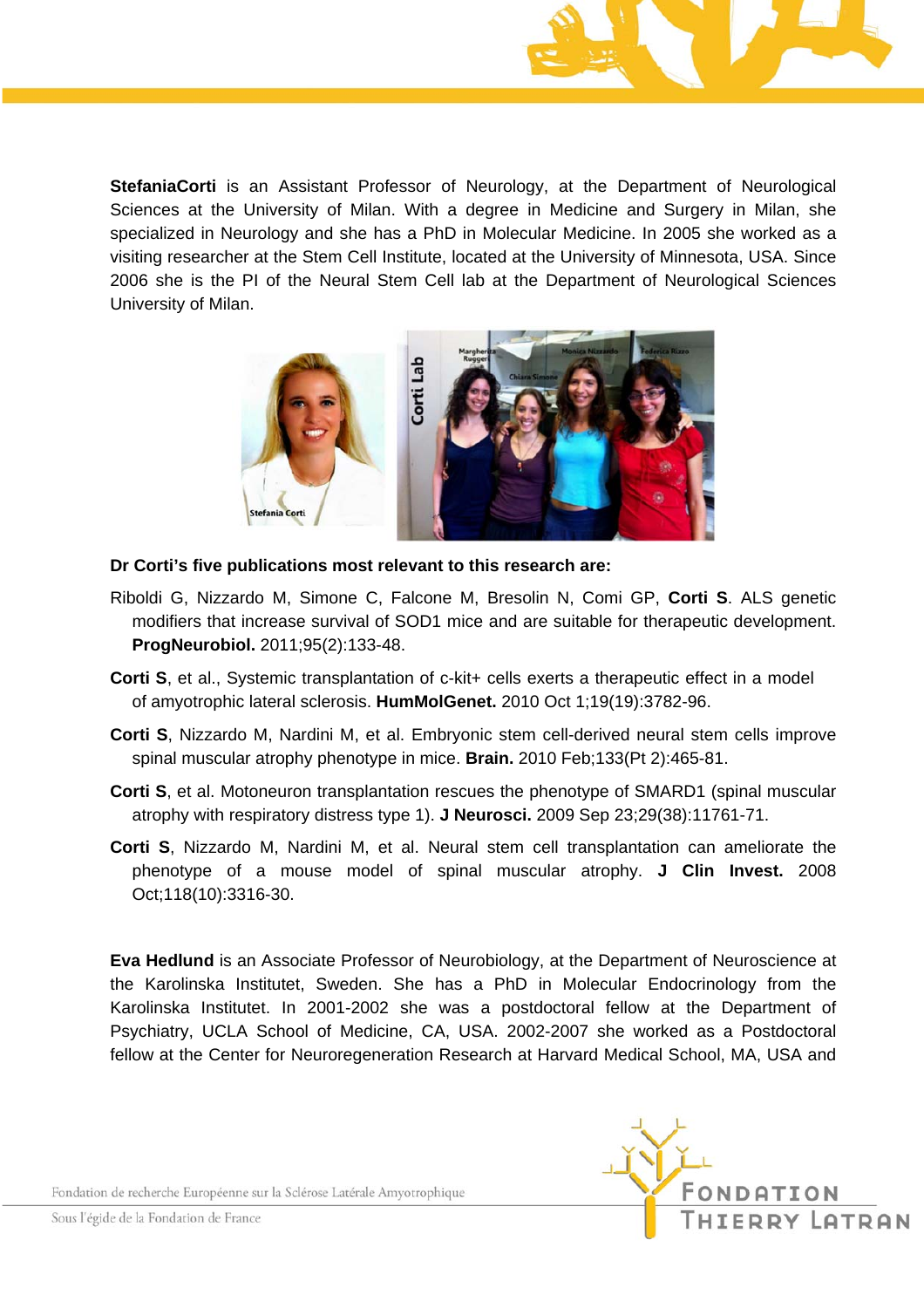**StefaniaCorti** is an Assistant Professor of Neurology, at the Department of Neurological Sciences at the University of Milan. With a degree in Medicine and Surgery in Milan, she specialized in Neurology and she has a PhD in Molecular Medicine. In 2005 she worked as a visiting researcher at the Stem Cell Institute, located at the University of Minnesota, USA. Since 2006 she is the PI of the Neural Stem Cell lab at the Department of Neurological Sciences University of Milan.

**Dr Corti's five publications most relevant to this research are:**

Riboldi G, Nizzardo M, Simone C, Falcone M, Bresolin N, Comi GP, **Corti S**. ALS genetic modifiers that increase survival of SOD1 mice and are suitable for therapeutic development. **ProgNeurobiol.** 2011;95(2):133-48.

**Corti S**, et al., Systemic transplantation of c-kit+ cells exerts a therapeutic effect in a model of amyotrophic lateral sclerosis. **HumMolGenet.** 2010 Oct 1;19(19):3782-96.

**Corti S**, Nizzardo M, Nardini M, et al. Embryonic stem cell-derived neural stem cells improve spinal muscular atrophy phenotype in mice. **Brain.** 2010 Feb;133(Pt 2):465-81.

**Corti S**, et al. Motoneuron transplantation rescues the phenotype of SMARD1 (spinal muscular atrophy with respiratory distress type 1). **J Neurosci.** 2009 Sep 23;29(38):11761-71.

**Corti S**, Nizzardo M, Nardini M, et al. Neural stem cell transplantation can ameliorate the phenotype of a mouse model of spinal muscular atrophy. **J Clin Invest.** 2008 Oct;118(10):3316-30.

**Eva Hedlund** is an Associate Professor of Neurobiology, at the Department of Neuroscience at the Karolinska Institutet, Sweden. She has a PhD in Molecular Endocrinology from the Karolinska Institutet. In 2001-2002 she was a postdoctoral fellow at the Department of Psychiatry, UCLA School of Medicine, CA, USA. 2002-2007 she worked as a Postdoctoral fellow at the Center for Neuroregeneration Research at Harvard Medical School, MA, USA and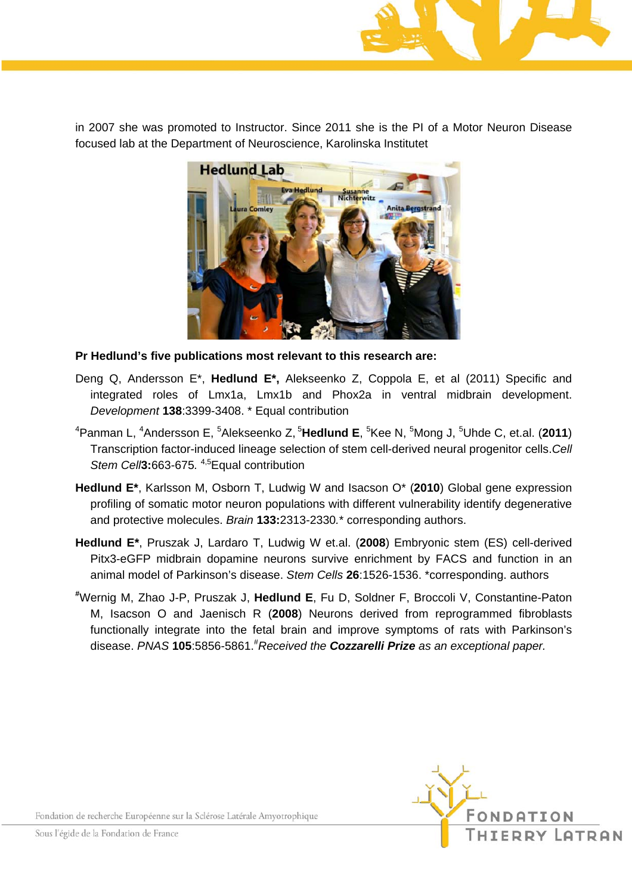in 2007 she was promoted to Instructor. Since 2011 she is the PI of a Motor Neuron Disease focused lab at the Department of Neuroscience, Karolinska Institutet

**Pr Hedlund's five publications most relevant to this research are:**

Deng Q, Andersson E*, **Hedlund E*,** Alekseenko Z, Coppola E, et al (2011) Specific and integrated roles of Lmx1a, Lmx1b and Phox2a in ventral midbrain development. *Development* **138**:3399-3408. * Equal contribution

[4]Panman L, [4]Andersson E, [5]Alekseenko Z, [5]**Hedlund E**, [5]Kee N, [5]Mong J, [5]Uhde C, et.al. (**2011**) Transcription factor-induced lineage selection of stem cell-derived neural progenitor cells.*Cell Stem Cell***3:**663-675. [4,5]Equal contribution

**Hedlund E***, Karlsson M, Osborn T, Ludwig W and Isacson O* (**2010**) Global gene expression profiling of somatic motor neuron populations with different vulnerability identify degenerative and protective molecules. *Brain* **133:**2313-2330.* corresponding authors.

**Hedlund E***, Pruszak J, Lardaro T, Ludwig W et.al. (**2008**) Embryonic stem (ES) cell-derived Pitx3-eGFP midbrain dopamine neurons survive enrichment by FACS and function in an animal model of Parkinson's disease. *Stem Cells* **26**:1526-1536. *corresponding. authors

[#]Wernig M, Zhao J-P, Pruszak J, **Hedlund E**, Fu D, Soldner F, Broccoli V, Constantine-Paton M, Isacson O and Jaenisch R (**2008**) Neurons derived from reprogrammed fibroblasts functionally integrate into the fetal brain and improve symptoms of rats with Parkinson's disease. *PNAS* **105**:5856-5861.[#]*Received the **Cozzarelli Prize** as an exceptional paper.*